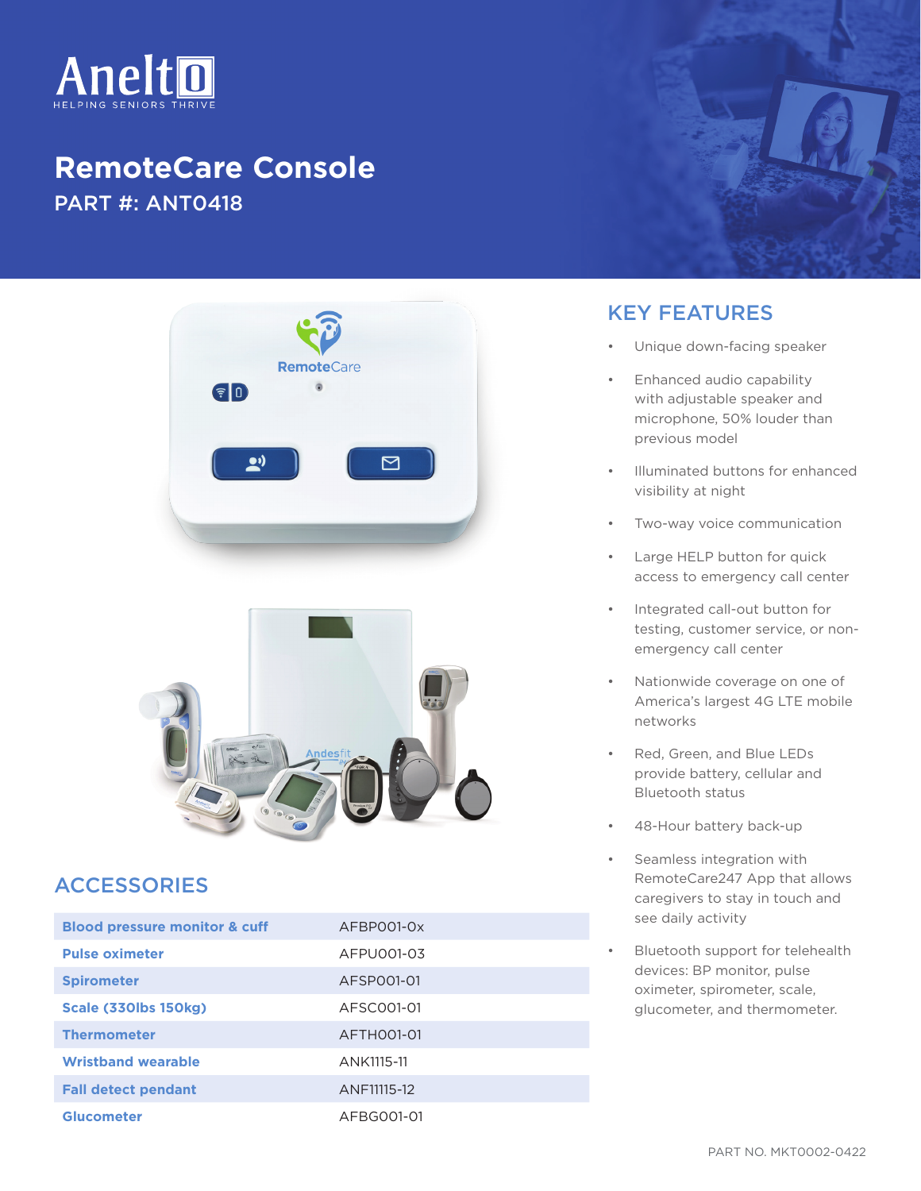# Anelto

HELPING SENIORS THRIVE

# RemoteCare Console

## PART #: ANT0418

## KEY FEATURES

- Unique down-facing speaker
- Enhanced audio capability with adjustable speaker and microphone, 50% louder than previous model
- Illuminated buttons for enhanced visibility at night
- Two-way voice communication
- Large HELP button for quick access to emergency call center
- Integrated call-out button for testing, customer service, or non-emergency call center
- Nationwide coverage on one of America's largest 4G LTE mobile networks
- Red, Green, and Blue LEDs provide battery, cellular and Bluetooth status
- 48-Hour battery back-up
- Seamless integration with RemoteCare247 App that allows caregivers to stay in touch and see daily activity
- Bluetooth support for telehealth devices: BP monitor, pulse oximeter, spirometer, scale, glucometer, and thermometer.

## ACCESSORIES

| Accessory | Part # |
|---|---|
| **Blood pressure monitor & cuff** | AFBP001-0x |
| **Pulse oximeter** | AFPU001-03 |
| **Spirometer** | AFSP001-01 |
| **Scale (330lbs 150kg)** | AFSC001-01 |
| **Thermometer** | AFTH001-01 |
| **Wristband wearable** | ANK1115-11 |
| **Fall detect pendant** | ANF11115-12 |
| **Glucometer** | AFBG001-01 |

PART NO. MKT0002-0422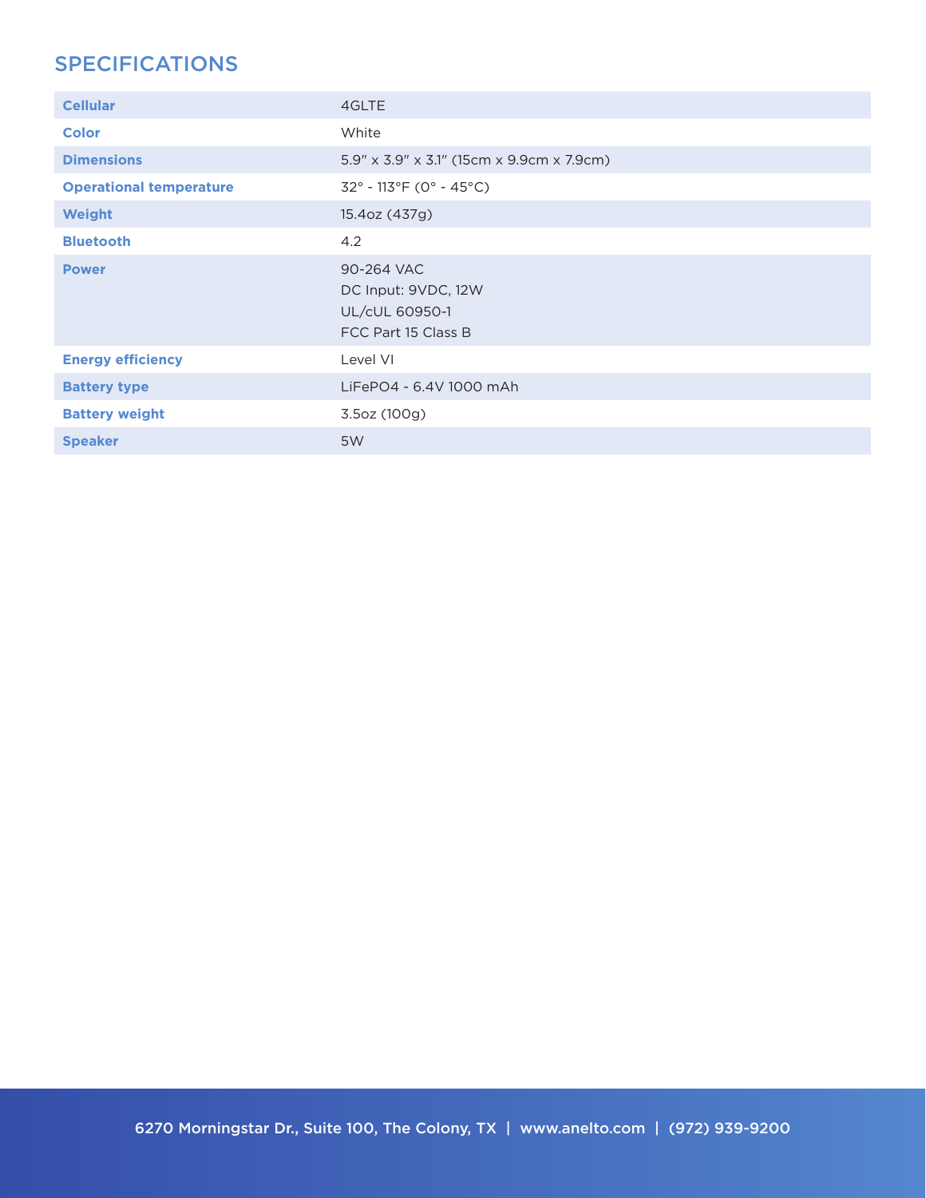## SPECIFICATIONS

| | |
|---|---|
| **Cellular** | 4GLTE |
| **Color** | White |
| **Dimensions** | 5.9" x 3.9" x 3.1" (15cm x 9.9cm x 7.9cm) |
| **Operational temperature** | 32° - 113°F (0° - 45°C) |
| **Weight** | 15.4oz (437g) |
| **Bluetooth** | 4.2 |
| **Power** | 90-264 VAC<br>DC Input: 9VDC, 12W<br>UL/cUL 60950-1<br>FCC Part 15 Class B |
| **Energy efficiency** | Level VI |
| **Battery type** | LiFePO4 - 6.4V 1000 mAh |
| **Battery weight** | 3.5oz (100g) |
| **Speaker** | 5W |

6270 Morningstar Dr., Suite 100, The Colony, TX | www.anelto.com | (972) 939-9200